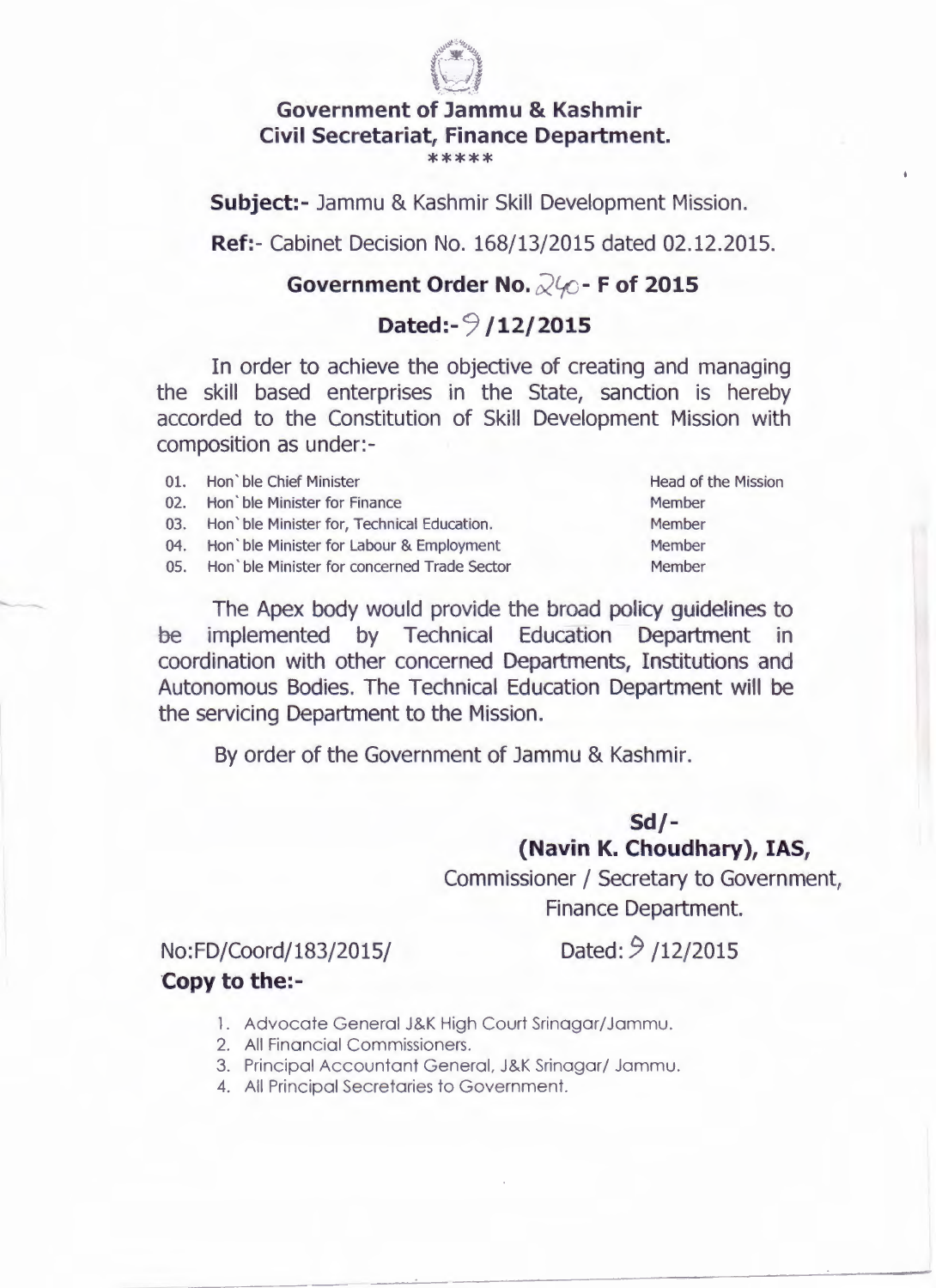## Government of Jammu & Kashmir
## Civil Secretariat, Finance Department.

*****

**Subject:-** Jammu & Kashmir Skill Development Mission.

**Ref:-** Cabinet Decision No. 168/13/2015 dated 02.12.2015.

**Government Order No. 240- F of 2015**

**Dated:- 9 /12/2015**

In order to achieve the objective of creating and managing the skill based enterprises in the State, sanction is hereby accorded to the Constitution of Skill Development Mission with composition as under:-

| | | |
|---|---|---|
| 01. | Hon`ble Chief Minister | Head of the Mission |
| 02. | Hon`ble Minister for Finance | Member |
| 03. | Hon`ble Minister for, Technical Education. | Member |
| 04. | Hon`ble Minister for Labour & Employment | Member |
| 05. | Hon`ble Minister for concerned Trade Sector | Member |

The Apex body would provide the broad policy guidelines to be implemented by Technical Education Department in coordination with other concerned Departments, Institutions and Autonomous Bodies. The Technical Education Department will be the servicing Department to the Mission.

By order of the Government of Jammu & Kashmir.

**Sd/-**
**(Navin K. Choudhary), IAS,**
Commissioner / Secretary to Government,
Finance Department.

No:FD/Coord/183/2015/ Dated: 9 /12/2015

**Copy to the:-**

1. Advocate General J&K High Court Srinagar/Jammu.
2. All Financial Commissioners.
3. Principal Accountant General, J&K Srinagar/ Jammu.
4. All Principal Secretaries to Government.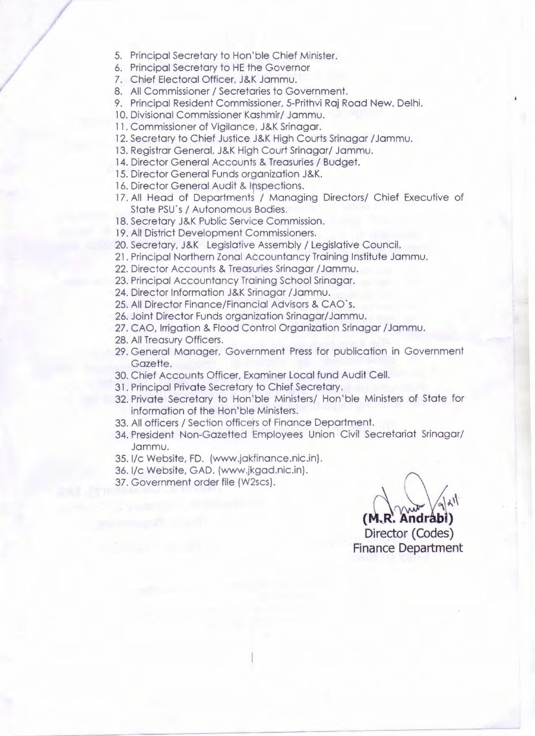5. Principal Secretary to Hon'ble Chief Minister.
6. Principal Secretary to HE the Governor
7. Chief Electoral Officer, J&K Jammu.
8. All Commissioner / Secretaries to Government.
9. Principal Resident Commissioner, 5-Prithvi Raj Road New, Delhi.
10. Divisional Commissioner Kashmir/ Jammu.
11. Commissioner of Vigilance, J&K Srinagar.
12. Secretary to Chief Justice J&K High Courts Srinagar /Jammu.
13. Registrar General, J&K High Court Srinagar/ Jammu.
14. Director General Accounts & Treasuries / Budget.
15. Director General Funds organization J&K.
16. Director General Audit & Inspections.
17. All Head of Departments / Managing Directors/ Chief Executive of State PSU's / Autonomous Bodies.
18. Secretary J&K Public Service Commission.
19. All District Development Commissioners.
20. Secretary, J&K Legislative Assembly / Legislative Council.
21. Principal Northern Zonal Accountancy Training Institute Jammu.
22. Director Accounts & Treasuries Srinagar /Jammu.
23. Principal Accountancy Training School Srinagar.
24. Director Information J&K Srinagar /Jammu.
25. All Director Finance/Financial Advisors & CAO's.
26. Joint Director Funds organization Srinagar/Jammu.
27. CAO, Irrigation & Flood Control Organization Srinagar /Jammu.
28. All Treasury Officers.
29. General Manager, Government Press for publication in Government Gazette.
30. Chief Accounts Officer, Examiner Local fund Audit Cell.
31. Principal Private Secretary to Chief Secretary.
32. Private Secretary to Hon'ble Ministers/ Hon'ble Ministers of State for information of the Hon'ble Ministers.
33. All officers / Section officers of Finance Department.
34. President Non-Gazetted Employees Union Civil Secretariat Srinagar/ Jammu.
35. I/c Website, FD. (www.jakfinance.nic.in).
36. I/c Website, GAD. (www.jkgad.nic.in).
37. Government order file (W2scs).

**(M.R. Andrabi)**
Director (Codes)
Finance Department